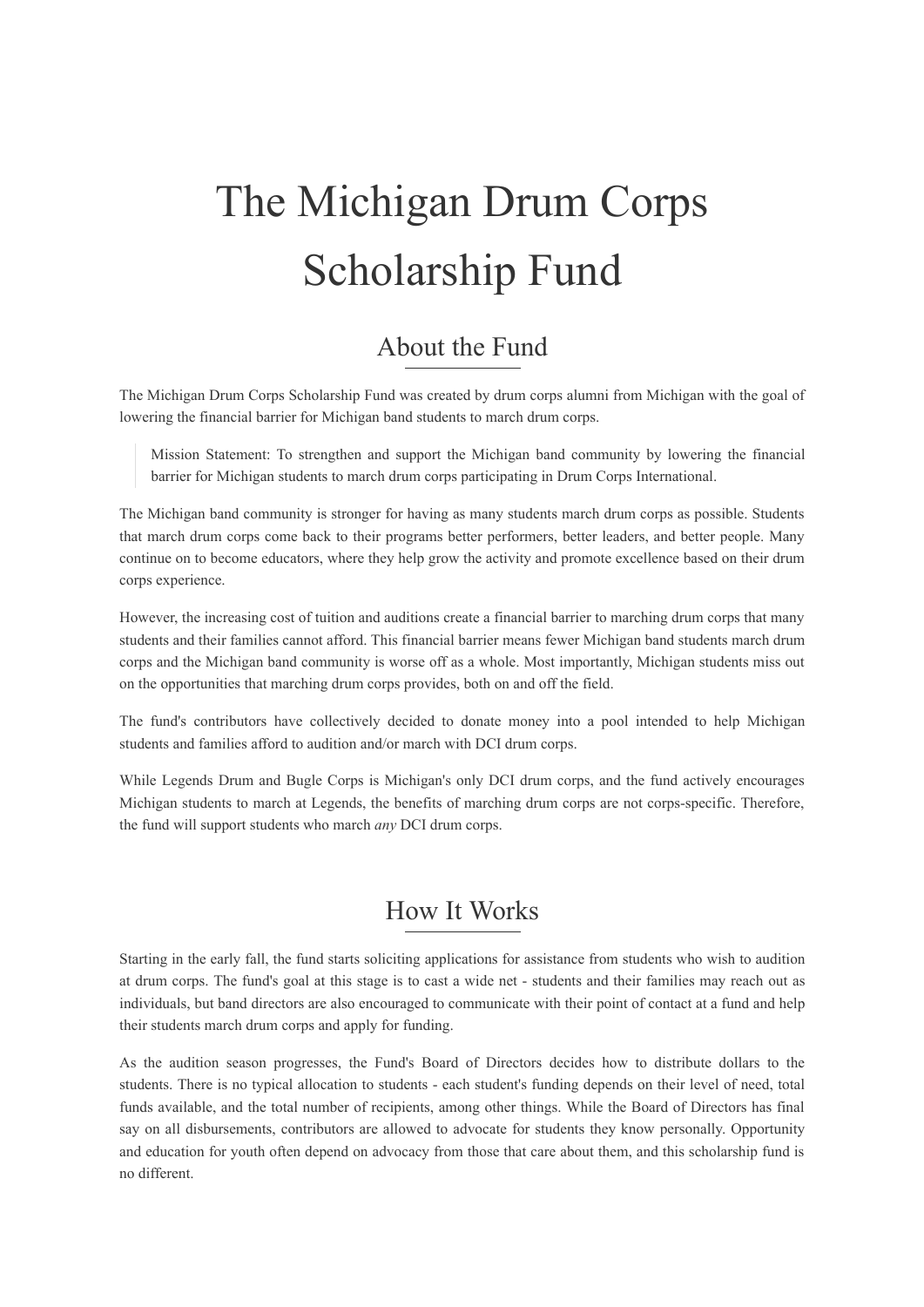# The Michigan Drum Corps Scholarship Fund

## About the Fund

The Michigan Drum Corps Scholarship Fund was created by drum corps alumni from Michigan with the goal of lowering the financial barrier for Michigan band students to march drum corps.

> Mission Statement: To strengthen and support the Michigan band community by lowering the financial barrier for Michigan students to march drum corps participating in Drum Corps International.

The Michigan band community is stronger for having as many students march drum corps as possible. Students that march drum corps come back to their programs better performers, better leaders, and better people. Many continue on to become educators, where they help grow the activity and promote excellence based on their drum corps experience.

However, the increasing cost of tuition and auditions create a financial barrier to marching drum corps that many students and their families cannot afford. This financial barrier means fewer Michigan band students march drum corps and the Michigan band community is worse off as a whole. Most importantly, Michigan students miss out on the opportunities that marching drum corps provides, both on and off the field.

The fund's contributors have collectively decided to donate money into a pool intended to help Michigan students and families afford to audition and/or march with DCI drum corps.

While Legends Drum and Bugle Corps is Michigan's only DCI drum corps, and the fund actively encourages Michigan students to march at Legends, the benefits of marching drum corps are not corps-specific. Therefore, the fund will support students who march *any* DCI drum corps.

## How It Works

Starting in the early fall, the fund starts soliciting applications for assistance from students who wish to audition at drum corps. The fund's goal at this stage is to cast a wide net - students and their families may reach out as individuals, but band directors are also encouraged to communicate with their point of contact at a fund and help their students march drum corps and apply for funding.

As the audition season progresses, the Fund's Board of Directors decides how to distribute dollars to the students. There is no typical allocation to students - each student's funding depends on their level of need, total funds available, and the total number of recipients, among other things. While the Board of Directors has final say on all disbursements, contributors are allowed to advocate for students they know personally. Opportunity and education for youth often depend on advocacy from those that care about them, and this scholarship fund is no different.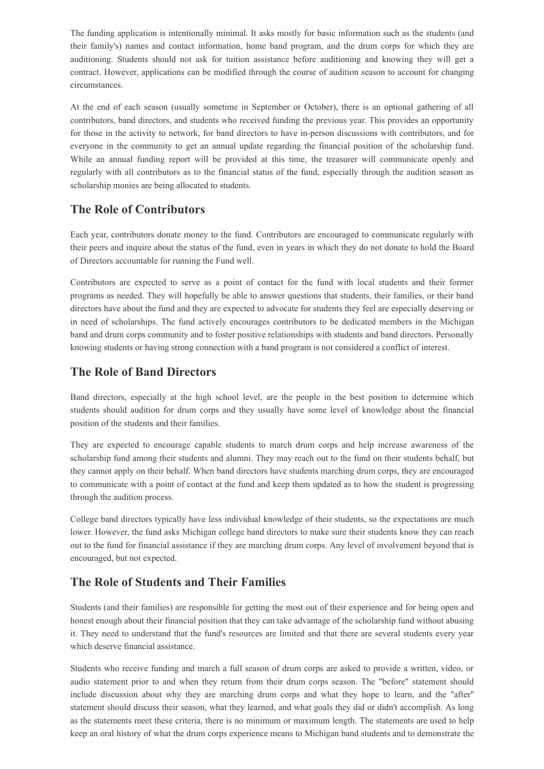The funding application is intentionally minimal. It asks mostly for basic information such as the students (and their family's) names and contact information, home band program, and the drum corps for which they are auditioning. Students should not ask for tuition assistance before auditioning and knowing they will get a contract. However, applications can be modified through the course of audition season to account for changing circumstances.

At the end of each season (usually sometime in September or October), there is an optional gathering of all contributors, band directors, and students who received funding the previous year. This provides an opportunity for those in the activity to network, for band directors to have in-person discussions with contributors, and for everyone in the community to get an annual update regarding the financial position of the scholarship fund. While an annual funding report will be provided at this time, the treasurer will communicate openly and regularly with all contributors as to the financial status of the fund, especially through the audition season as scholarship monies are being allocated to students.

## The Role of Contributors

Each year, contributors donate money to the fund. Contributors are encouraged to communicate regularly with their peers and inquire about the status of the fund, even in years in which they do not donate to hold the Board of Directors accountable for running the Fund well.

Contributors are expected to serve as a point of contact for the fund with local students and their former programs as needed. They will hopefully be able to answer questions that students, their families, or their band directors have about the fund and they are expected to advocate for students they feel are especially deserving or in need of scholarships. The fund actively encourages contributors to be dedicated members in the Michigan band and drum corps community and to foster positive relationships with students and band directors. Personally knowing students or having strong connection with a band program is not considered a conflict of interest.

## The Role of Band Directors

Band directors, especially at the high school level, are the people in the best position to determine which students should audition for drum corps and they usually have some level of knowledge about the financial position of the students and their families.

They are expected to encourage capable students to march drum corps and help increase awareness of the scholarship fund among their students and alumni. They may reach out to the fund on their students behalf, but they cannot apply on their behalf. When band directors have students marching drum corps, they are encouraged to communicate with a point of contact at the fund and keep them updated as to how the student is progressing through the audition process.

College band directors typically have less individual knowledge of their students, so the expectations are much lower. However, the fund asks Michigan college band directors to make sure their students know they can reach out to the fund for financial assistance if they are marching drum corps. Any level of involvement beyond that is encouraged, but not expected.

## The Role of Students and Their Families

Students (and their families) are responsible for getting the most out of their experience and for being open and honest enough about their financial position that they can take advantage of the scholarship fund without abusing it. They need to understand that the fund's resources are limited and that there are several students every year which deserve financial assistance.

Students who receive funding and march a full season of drum corps are asked to provide a written, video, or audio statement prior to and when they return from their drum corps season. The "before" statement should include discussion about why they are marching drum corps and what they hope to learn, and the "after" statement should discuss their season, what they learned, and what goals they did or didn't accomplish. As long as the statements meet these criteria, there is no minimum or maximum length. The statements are used to help keep an oral history of what the drum corps experience means to Michigan band students and to demonstrate the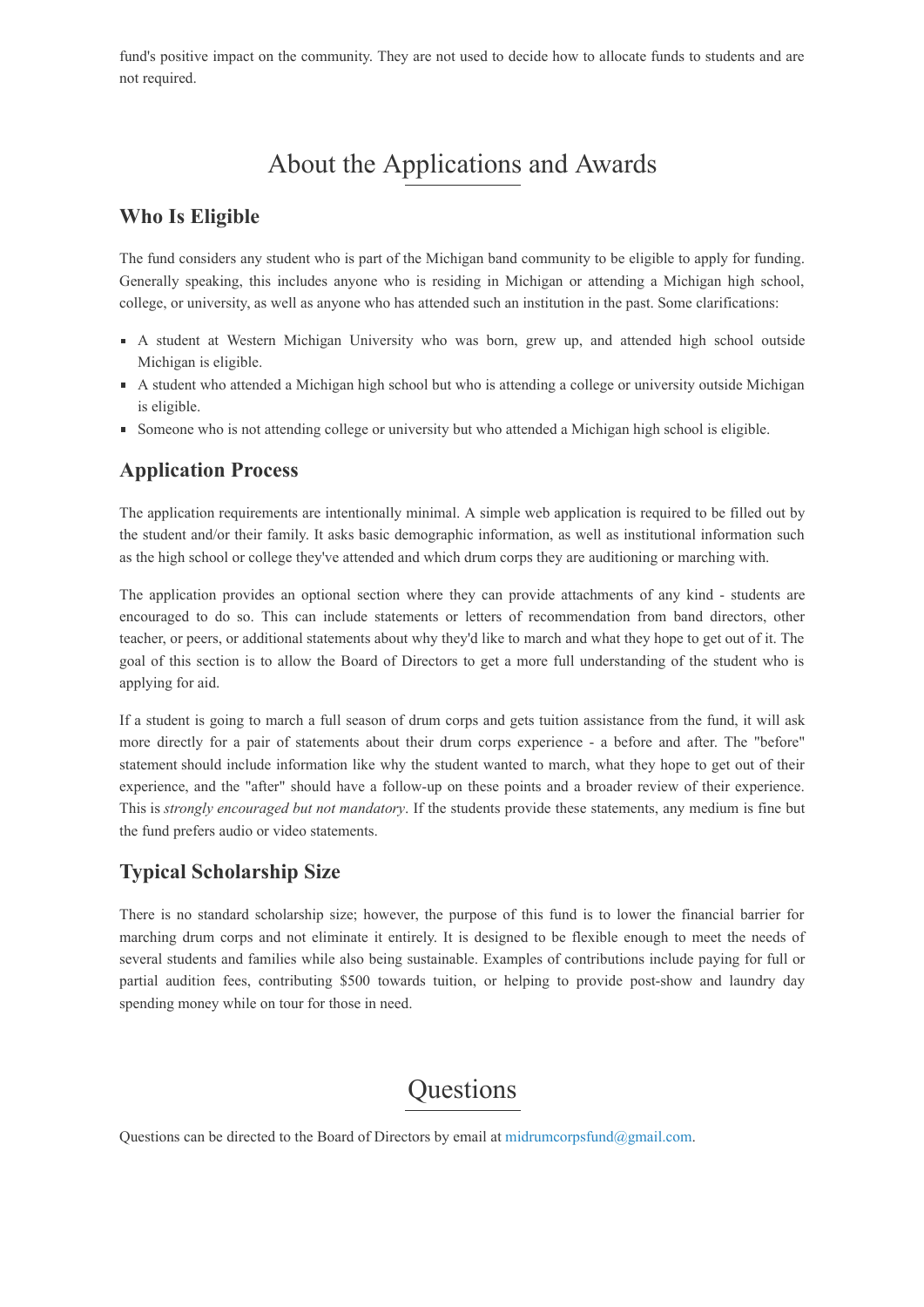fund's positive impact on the community. They are not used to decide how to allocate funds to students and are not required.

## About the Applications and Awards

### Who Is Eligible

The fund considers any student who is part of the Michigan band community to be eligible to apply for funding. Generally speaking, this includes anyone who is residing in Michigan or attending a Michigan high school, college, or university, as well as anyone who has attended such an institution in the past. Some clarifications:

- A student at Western Michigan University who was born, grew up, and attended high school outside Michigan is eligible.
- A student who attended a Michigan high school but who is attending a college or university outside Michigan is eligible.
- Someone who is not attending college or university but who attended a Michigan high school is eligible.

### Application Process

The application requirements are intentionally minimal. A simple web application is required to be filled out by the student and/or their family. It asks basic demographic information, as well as institutional information such as the high school or college they've attended and which drum corps they are auditioning or marching with.

The application provides an optional section where they can provide attachments of any kind - students are encouraged to do so. This can include statements or letters of recommendation from band directors, other teacher, or peers, or additional statements about why they'd like to march and what they hope to get out of it. The goal of this section is to allow the Board of Directors to get a more full understanding of the student who is applying for aid.

If a student is going to march a full season of drum corps and gets tuition assistance from the fund, it will ask more directly for a pair of statements about their drum corps experience - a before and after. The "before" statement should include information like why the student wanted to march, what they hope to get out of their experience, and the "after" should have a follow-up on these points and a broader review of their experience. This is *strongly encouraged but not mandatory*. If the students provide these statements, any medium is fine but the fund prefers audio or video statements.

### Typical Scholarship Size

There is no standard scholarship size; however, the purpose of this fund is to lower the financial barrier for marching drum corps and not eliminate it entirely. It is designed to be flexible enough to meet the needs of several students and families while also being sustainable. Examples of contributions include paying for full or partial audition fees, contributing $500 towards tuition, or helping to provide post-show and laundry day spending money while on tour for those in need.

## Questions

Questions can be directed to the Board of Directors by email at midrumcorpsfund@gmail.com.